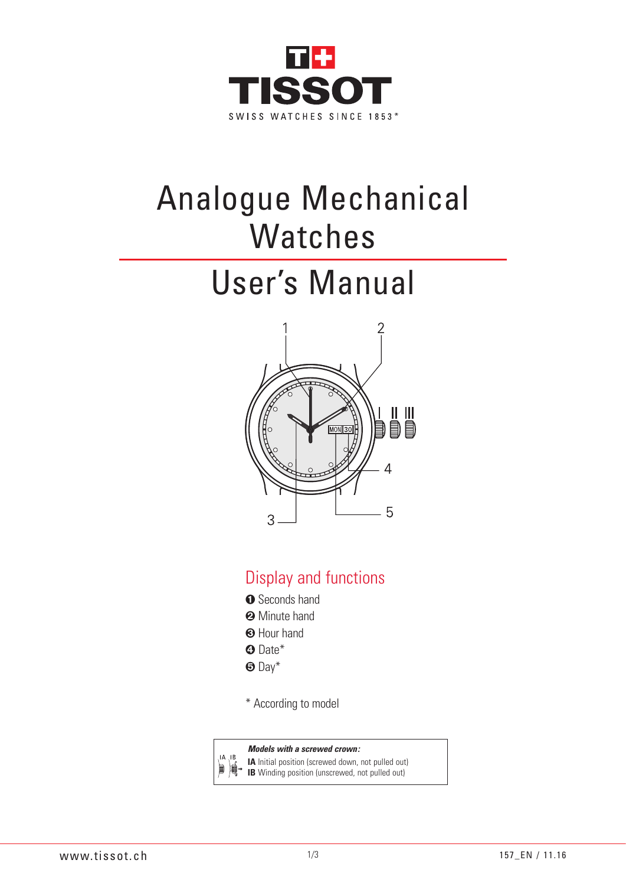TISSOT

SWISS WATCHES SINCE 1853*

# Analogue Mechanical Watches

# User's Manual

1 2

I II III

MON 30

4

3 5

## Display and functions

❶ Seconds hand
❷ Minute hand
❸ Hour hand
❹ Date*
❺ Day*

* According to model

***Models with a screwed crown:***
**IA** Initial position (screwed down, not pulled out)
**IB** Winding position (unscrewed, not pulled out)

www.tissot.ch

157_EN / 11.16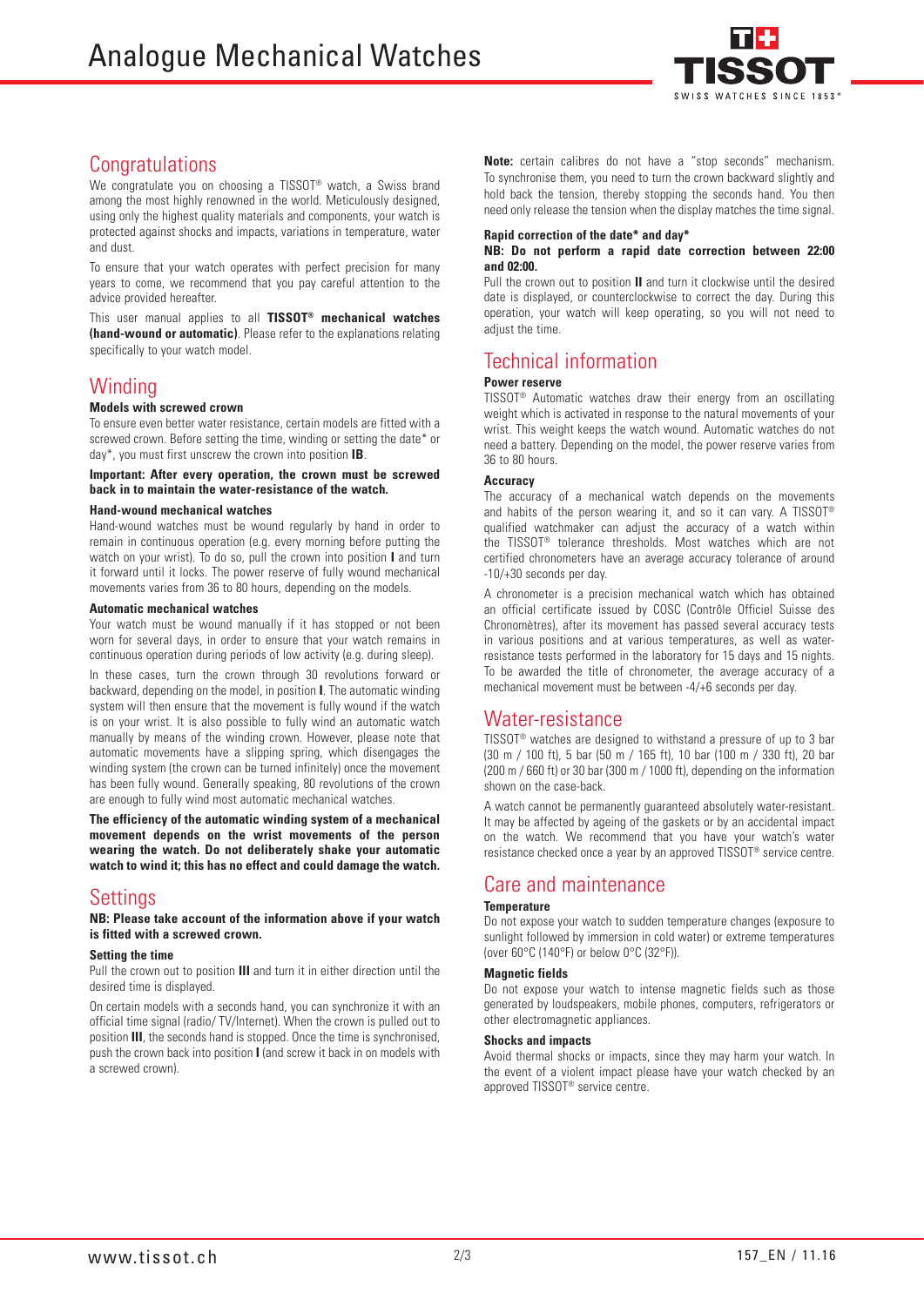# Analogue Mechanical Watches

## Congratulations

We congratulate you on choosing a TISSOT® watch, a Swiss brand among the most highly renowned in the world. Meticulously designed, using only the highest quality materials and components, your watch is protected against shocks and impacts, variations in temperature, water and dust.

To ensure that your watch operates with perfect precision for many years to come, we recommend that you pay careful attention to the advice provided hereafter.

This user manual applies to all **TISSOT® mechanical watches (hand-wound or automatic)**. Please refer to the explanations relating specifically to your watch model.

## Winding

### Models with screwed crown

To ensure even better water resistance, certain models are fitted with a screwed crown. Before setting the time, winding or setting the date* or day*, you must first unscrew the crown into position **IB**.

**Important: After every operation, the crown must be screwed back in to maintain the water-resistance of the watch.**

### Hand-wound mechanical watches

Hand-wound watches must be wound regularly by hand in order to remain in continuous operation (e.g. every morning before putting the watch on your wrist). To do so, pull the crown into position **I** and turn it forward until it locks. The power reserve of fully wound mechanical movements varies from 36 to 80 hours, depending on the models.

### Automatic mechanical watches

Your watch must be wound manually if it has stopped or not been worn for several days, in order to ensure that your watch remains in continuous operation during periods of low activity (e.g. during sleep).

In these cases, turn the crown through 30 revolutions forward or backward, depending on the model, in position **I**. The automatic winding system will then ensure that the movement is fully wound if the watch is on your wrist. It is also possible to fully wind an automatic watch manually by means of the winding crown. However, please note that automatic movements have a slipping spring, which disengages the winding system (the crown can be turned infinitely) once the movement has been fully wound. Generally speaking, 80 revolutions of the crown are enough to fully wind most automatic mechanical watches.

**The efficiency of the automatic winding system of a mechanical movement depends on the wrist movements of the person wearing the watch. Do not deliberately shake your automatic watch to wind it; this has no effect and could damage the watch.**

## Settings

**NB: Please take account of the information above if your watch is fitted with a screwed crown.**

### Setting the time

Pull the crown out to position **III** and turn it in either direction until the desired time is displayed.

On certain models with a seconds hand, you can synchronize it with an official time signal (radio/ TV/Internet). When the crown is pulled out to position **III**, the seconds hand is stopped. Once the time is synchronised, push the crown back into position **I** (and screw it back in on models with a screwed crown).

**Note:** certain calibres do not have a "stop seconds" mechanism. To synchronise them, you need to turn the crown backward slightly and hold back the tension, thereby stopping the seconds hand. You then need only release the tension when the display matches the time signal.

### Rapid correction of the date* and day*

**NB: Do not perform a rapid date correction between 22:00 and 02:00.**

Pull the crown out to position **II** and turn it clockwise until the desired date is displayed, or counterclockwise to correct the day. During this operation, your watch will keep operating, so you will not need to adjust the time.

## Technical information

### Power reserve

TISSOT® Automatic watches draw their energy from an oscillating weight which is activated in response to the natural movements of your wrist. This weight keeps the watch wound. Automatic watches do not need a battery. Depending on the model, the power reserve varies from 36 to 80 hours.

### Accuracy

The accuracy of a mechanical watch depends on the movements and habits of the person wearing it, and so it can vary. A TISSOT® qualified watchmaker can adjust the accuracy of a watch within the TISSOT® tolerance thresholds. Most watches which are not certified chronometers have an average accuracy tolerance of around -10/+30 seconds per day.

A chronometer is a precision mechanical watch which has obtained an official certificate issued by COSC (Contrôle Officiel Suisse des Chronomètres), after its movement has passed several accuracy tests in various positions and at various temperatures, as well as water-resistance tests performed in the laboratory for 15 days and 15 nights. To be awarded the title of chronometer, the average accuracy of a mechanical movement must be between -4/+6 seconds per day.

## Water-resistance

TISSOT® watches are designed to withstand a pressure of up to 3 bar (30 m / 100 ft), 5 bar (50 m / 165 ft), 10 bar (100 m / 330 ft), 20 bar (200 m / 660 ft) or 30 bar (300 m / 1000 ft), depending on the information shown on the case-back.

A watch cannot be permanently guaranteed absolutely water-resistant. It may be affected by ageing of the gaskets or by an accidental impact on the watch. We recommend that you have your watch's water resistance checked once a year by an approved TISSOT® service centre.

## Care and maintenance

### Temperature

Do not expose your watch to sudden temperature changes (exposure to sunlight followed by immersion in cold water) or extreme temperatures (over 60°C (140°F) or below 0°C (32°F)).

### Magnetic fields

Do not expose your watch to intense magnetic fields such as those generated by loudspeakers, mobile phones, computers, refrigerators or other electromagnetic appliances.

### Shocks and impacts

Avoid thermal shocks or impacts, since they may harm your watch. In the event of a violent impact please have your watch checked by an approved TISSOT® service centre.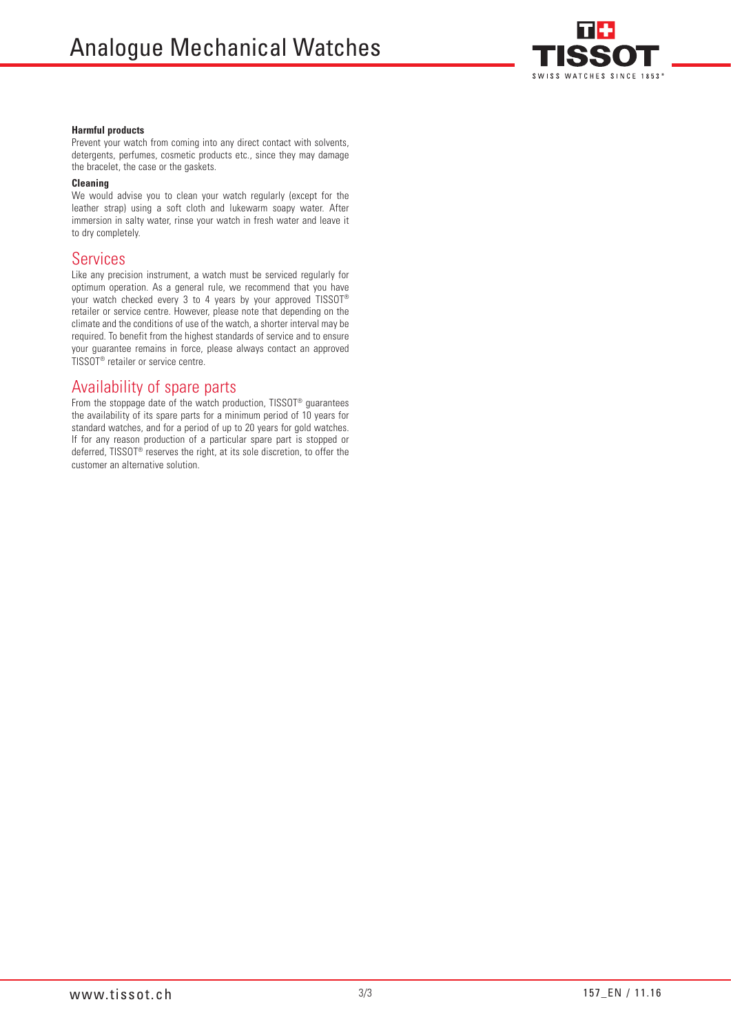**Harmful products**

Prevent your watch from coming into any direct contact with solvents, detergents, perfumes, cosmetic products etc., since they may damage the bracelet, the case or the gaskets.

**Cleaning**

We would advise you to clean your watch regularly (except for the leather strap) using a soft cloth and lukewarm soapy water. After immersion in salty water, rinse your watch in fresh water and leave it to dry completely.

## Services

Like any precision instrument, a watch must be serviced regularly for optimum operation. As a general rule, we recommend that you have your watch checked every 3 to 4 years by your approved TISSOT® retailer or service centre. However, please note that depending on the climate and the conditions of use of the watch, a shorter interval may be required. To benefit from the highest standards of service and to ensure your guarantee remains in force, please always contact an approved TISSOT® retailer or service centre.

## Availability of spare parts

From the stoppage date of the watch production, TISSOT® guarantees the availability of its spare parts for a minimum period of 10 years for standard watches, and for a period of up to 20 years for gold watches. If for any reason production of a particular spare part is stopped or deferred, TISSOT® reserves the right, at its sole discretion, to offer the customer an alternative solution.